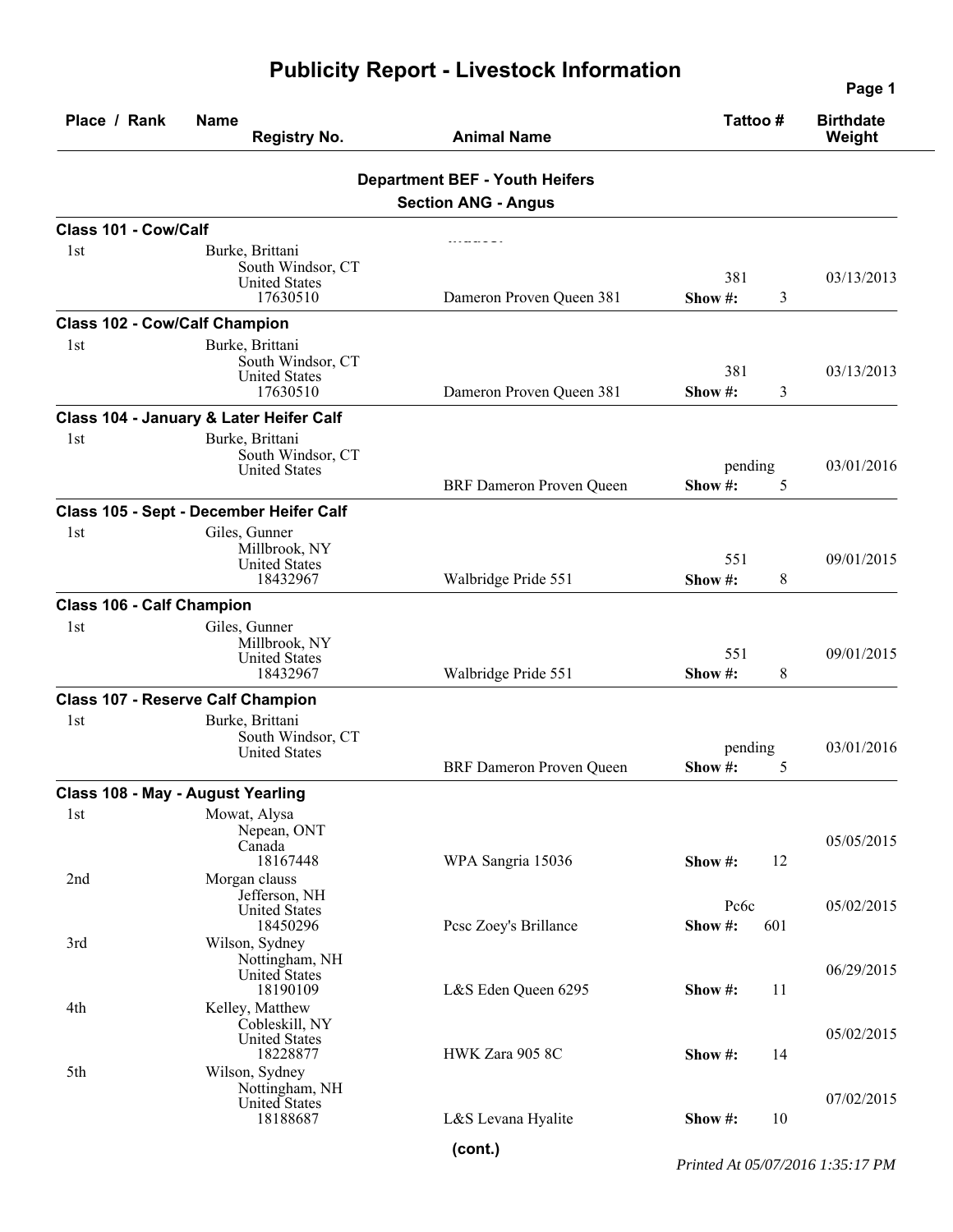# Publicity Report - Livestock Information

| Place / Rank | Name / Registry No. | Animal Name | Tattoo # | Birthdate / Weight |
|---|---|---|---|---|

## Department BEF - Youth Heifers

### Section ANG - Angus

**Class 101 - Cow/Calf**

| Place / Rank | Name / Registry No. | Animal Name | Tattoo # | Birthdate / Weight |
|---|---|---|---|---|
| 1st | Burke, Brittani<br>South Windsor, CT<br>United States<br>17630510 | Dameron Proven Queen 381 | 381<br>Show #: 3 | 03/13/2013 |

**Class 102 - Cow/Calf Champion**

| Place / Rank | Name / Registry No. | Animal Name | Tattoo # | Birthdate / Weight |
|---|---|---|---|---|
| 1st | Burke, Brittani<br>South Windsor, CT<br>United States<br>17630510 | Dameron Proven Queen 381 | 381<br>Show #: 3 | 03/13/2013 |

**Class 104 - January & Later Heifer Calf**

| Place / Rank | Name / Registry No. | Animal Name | Tattoo # | Birthdate / Weight |
|---|---|---|---|---|
| 1st | Burke, Brittani<br>South Windsor, CT<br>United States | BRF Dameron Proven Queen | pending<br>Show #: 5 | 03/01/2016 |

**Class 105 - Sept - December Heifer Calf**

| Place / Rank | Name / Registry No. | Animal Name | Tattoo # | Birthdate / Weight |
|---|---|---|---|---|
| 1st | Giles, Gunner<br>Millbrook, NY<br>United States<br>18432967 | Walbridge Pride 551 | 551<br>Show #: 8 | 09/01/2015 |

**Class 106 - Calf Champion**

| Place / Rank | Name / Registry No. | Animal Name | Tattoo # | Birthdate / Weight |
|---|---|---|---|---|
| 1st | Giles, Gunner<br>Millbrook, NY<br>United States<br>18432967 | Walbridge Pride 551 | 551<br>Show #: 8 | 09/01/2015 |

**Class 107 - Reserve Calf Champion**

| Place / Rank | Name / Registry No. | Animal Name | Tattoo # | Birthdate / Weight |
|---|---|---|---|---|
| 1st | Burke, Brittani<br>South Windsor, CT<br>United States | BRF Dameron Proven Queen | pending<br>Show #: 5 | 03/01/2016 |

**Class 108 - May - August Yearling**

| Place / Rank | Name / Registry No. | Animal Name | Tattoo # | Birthdate / Weight |
|---|---|---|---|---|
| 1st | Mowat, Alysa<br>Nepean, ONT<br>Canada<br>18167448 | WPA Sangria 15036 | Show #: 12 | 05/05/2015 |
| 2nd | Morgan clauss<br>Jefferson, NH<br>United States<br>18450296 | Pcsc Zoey's Brillance | Pc6c<br>Show #: 601 | 05/02/2015 |
| 3rd | Wilson, Sydney<br>Nottingham, NH<br>United States<br>18190109 | L&S Eden Queen 6295 | Show #: 11 | 06/29/2015 |
| 4th | Kelley, Matthew<br>Cobleskill, NY<br>United States<br>18228877 | HWK Zara 905 8C | Show #: 14 | 05/02/2015 |
| 5th | Wilson, Sydney<br>Nottingham, NH<br>United States<br>18188687 | L&S Levana Hyalite | Show #: 10 | 07/02/2015 |

(cont.)

*Printed At 05/07/2016 1:35:17 PM*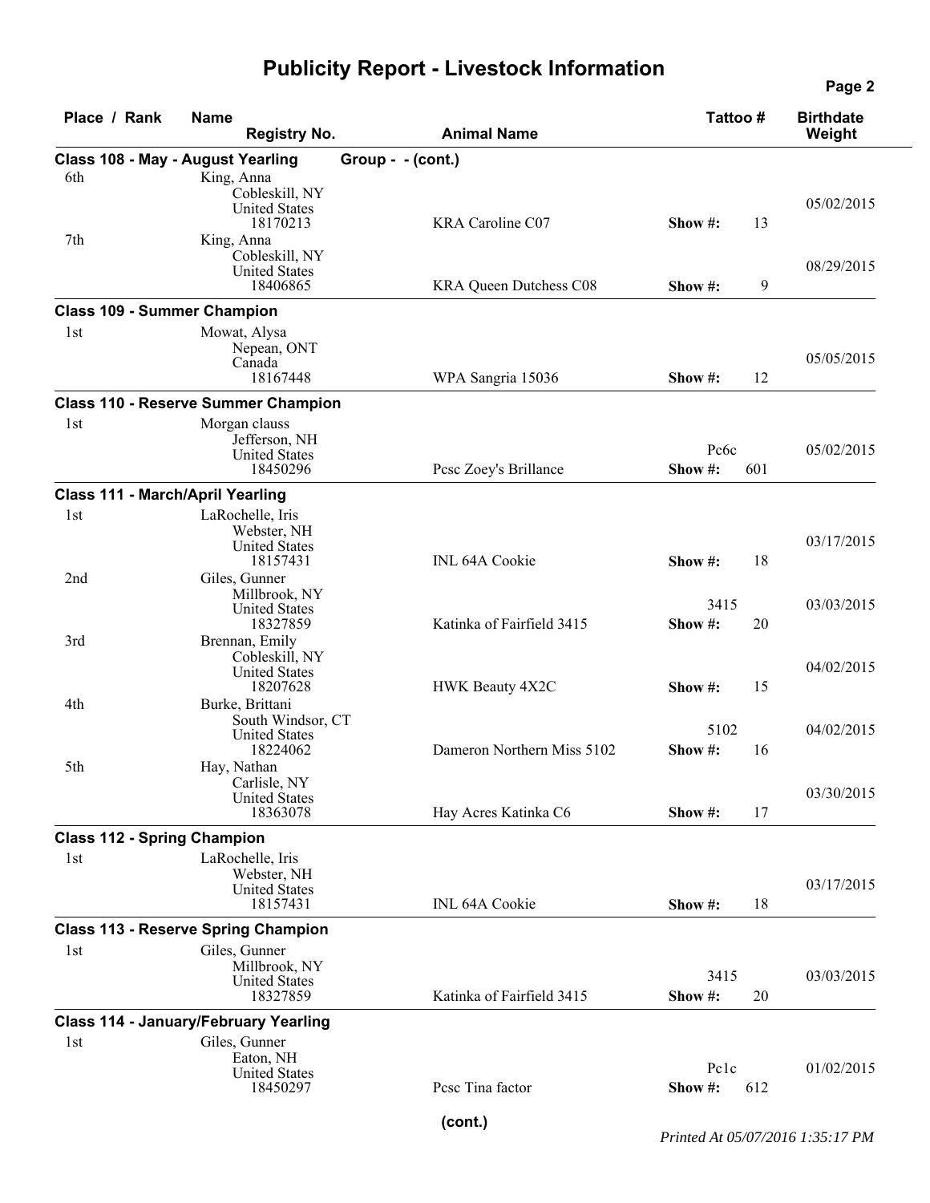# Publicity Report - Livestock Information

| Place / Rank | Name / Registry No. | Animal Name | Tattoo # | Birthdate / Weight |
|---|---|---|---|---|
| **Class 108 - May - August Yearling** | **Group - - (cont.)** | | | |
| 6th | King, Anna<br>Cobleskill, NY<br>United States<br>18170213 | KRA Caroline C07 | Show #: 13 | 05/02/2015 |
| 7th | King, Anna<br>Cobleskill, NY<br>United States<br>18406865 | KRA Queen Dutchess C08 | Show #: 9 | 08/29/2015 |
| **Class 109 - Summer Champion** | | | | |
| 1st | Mowat, Alysa<br>Nepean, ONT<br>Canada<br>18167448 | WPA Sangria 15036 | Show #: 12 | 05/05/2015 |
| **Class 110 - Reserve Summer Champion** | | | | |
| 1st | Morgan clauss<br>Jefferson, NH<br>United States<br>18450296 | Pcsc Zoey's Brillance | Pc6c<br>Show #: 601 | 05/02/2015 |
| **Class 111 - March/April Yearling** | | | | |
| 1st | LaRochelle, Iris<br>Webster, NH<br>United States<br>18157431 | INL 64A Cookie | Show #: 18 | 03/17/2015 |
| 2nd | Giles, Gunner<br>Millbrook, NY<br>United States<br>18327859 | Katinka of Fairfield 3415 | 3415<br>Show #: 20 | 03/03/2015 |
| 3rd | Brennan, Emily<br>Cobleskill, NY<br>United States<br>18207628 | HWK Beauty 4X2C | Show #: 15 | 04/02/2015 |
| 4th | Burke, Brittani<br>South Windsor, CT<br>United States<br>18224062 | Dameron Northern Miss 5102 | 5102<br>Show #: 16 | 04/02/2015 |
| 5th | Hay, Nathan<br>Carlisle, NY<br>United States<br>18363078 | Hay Acres Katinka C6 | Show #: 17 | 03/30/2015 |
| **Class 112 - Spring Champion** | | | | |
| 1st | LaRochelle, Iris<br>Webster, NH<br>United States<br>18157431 | INL 64A Cookie | Show #: 18 | 03/17/2015 |
| **Class 113 - Reserve Spring Champion** | | | | |
| 1st | Giles, Gunner<br>Millbrook, NY<br>United States<br>18327859 | Katinka of Fairfield 3415 | 3415<br>Show #: 20 | 03/03/2015 |
| **Class 114 - January/February Yearling** | | | | |
| 1st | Giles, Gunner<br>Eaton, NH<br>United States<br>18450297 | Pcsc Tina factor | Pc1c<br>Show #: 612 | 01/02/2015 |

(cont.)

*Printed At 05/07/2016 1:35:17 PM*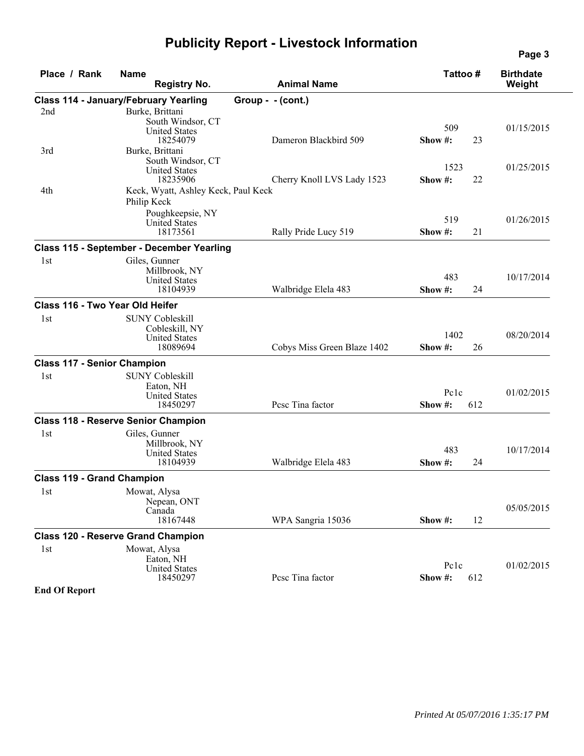# Publicity Report - Livestock Information

| Place / Rank | Name / Registry No. | Animal Name | Tattoo # | Birthdate / Weight |
|---|---|---|---|---|
| **Class 114 - January/February Yearling** | **Group - - (cont.)** | | | |
| 2nd | Burke, Brittani<br>South Windsor, CT<br>United States<br>18254079 | Dameron Blackbird 509 | 509<br>**Show #:** 23 | 01/15/2015 |
| 3rd | Burke, Brittani<br>South Windsor, CT<br>United States<br>18235906 | Cherry Knoll LVS Lady 1523 | 1523<br>**Show #:** 22 | 01/25/2015 |
| 4th | Keck, Wyatt, Ashley Keck, Paul Keck Philip Keck<br>Poughkeepsie, NY<br>United States<br>18173561 | Rally Pride Lucy 519 | 519<br>**Show #:** 21 | 01/26/2015 |
| **Class 115 - September - December Yearling** | | | | |
| 1st | Giles, Gunner<br>Millbrook, NY<br>United States<br>18104939 | Walbridge Elela 483 | 483<br>**Show #:** 24 | 10/17/2014 |
| **Class 116 - Two Year Old Heifer** | | | | |
| 1st | SUNY Cobleskill<br>Cobleskill, NY<br>United States<br>18089694 | Cobys Miss Green Blaze 1402 | 1402<br>**Show #:** 26 | 08/20/2014 |
| **Class 117 - Senior Champion** | | | | |
| 1st | SUNY Cobleskill<br>Eaton, NH<br>United States<br>18450297 | Pcsc Tina factor | Pc1c<br>**Show #:** 612 | 01/02/2015 |
| **Class 118 - Reserve Senior Champion** | | | | |
| 1st | Giles, Gunner<br>Millbrook, NY<br>United States<br>18104939 | Walbridge Elela 483 | 483<br>**Show #:** 24 | 10/17/2014 |
| **Class 119 - Grand Champion** | | | | |
| 1st | Mowat, Alysa<br>Nepean, ONT<br>Canada<br>18167448 | WPA Sangria 15036 | **Show #:** 12 | 05/05/2015 |
| **Class 120 - Reserve Grand Champion** | | | | |
| 1st | Mowat, Alysa<br>Eaton, NH<br>United States<br>18450297 | Pcsc Tina factor | Pc1c<br>**Show #:** 612 | 01/02/2015 |

**End Of Report**

*Printed At 05/07/2016 1:35:17 PM*